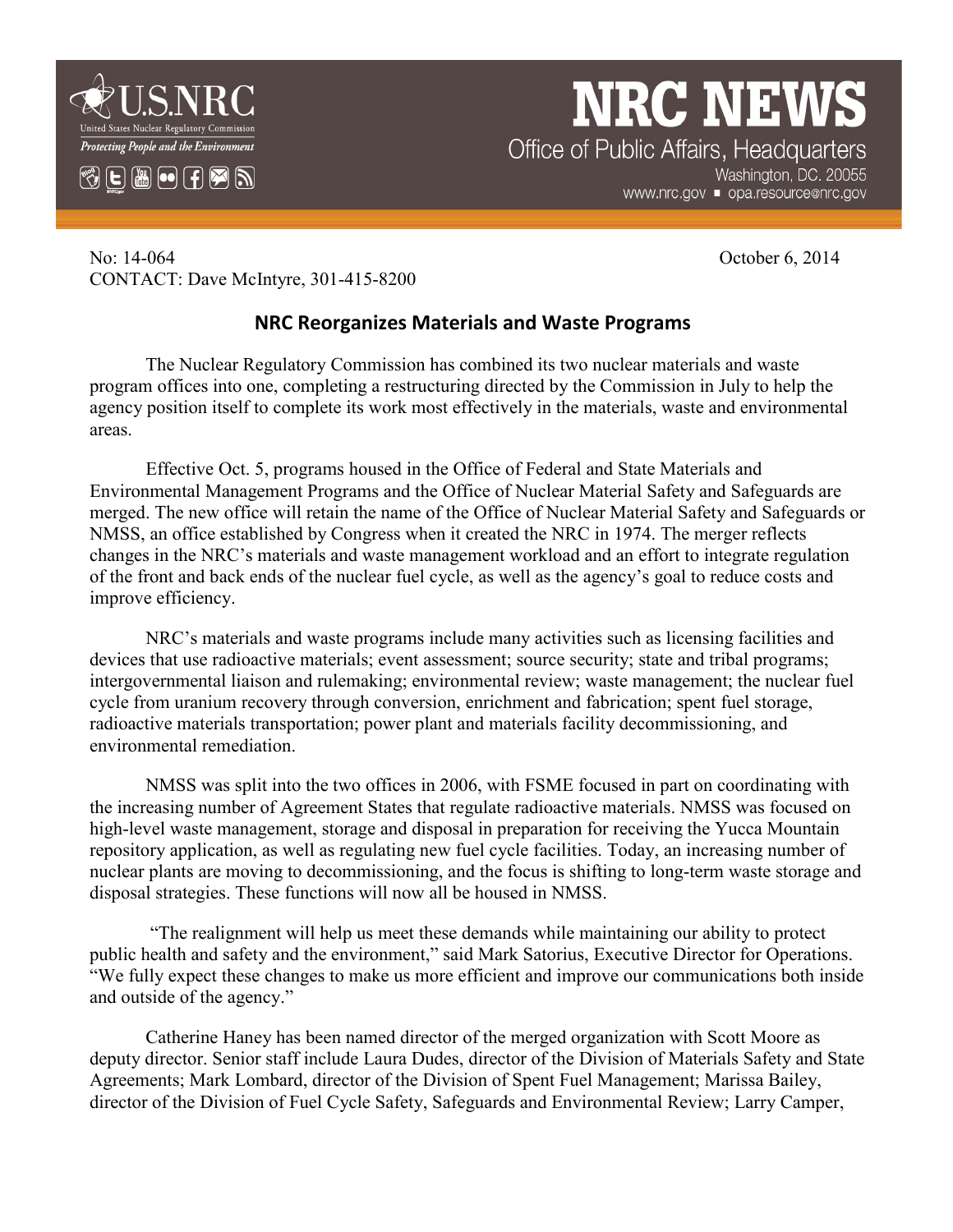U.S.NRC
United States Nuclear Regulatory Commission
*Protecting People and the Environment*

# NRC NEWS

Office of Public Affairs, Headquarters
Washington, DC. 20055
www.nrc.gov ■ opa.resource@nrc.gov

No: 14-064 October 6, 2014
CONTACT: Dave McIntyre, 301-415-8200

## NRC Reorganizes Materials and Waste Programs

The Nuclear Regulatory Commission has combined its two nuclear materials and waste program offices into one, completing a restructuring directed by the Commission in July to help the agency position itself to complete its work most effectively in the materials, waste and environmental areas.

Effective Oct. 5, programs housed in the Office of Federal and State Materials and Environmental Management Programs and the Office of Nuclear Material Safety and Safeguards are merged. The new office will retain the name of the Office of Nuclear Material Safety and Safeguards or NMSS, an office established by Congress when it created the NRC in 1974. The merger reflects changes in the NRC's materials and waste management workload and an effort to integrate regulation of the front and back ends of the nuclear fuel cycle, as well as the agency's goal to reduce costs and improve efficiency.

NRC's materials and waste programs include many activities such as licensing facilities and devices that use radioactive materials; event assessment; source security; state and tribal programs; intergovernmental liaison and rulemaking; environmental review; waste management; the nuclear fuel cycle from uranium recovery through conversion, enrichment and fabrication; spent fuel storage, radioactive materials transportation; power plant and materials facility decommissioning, and environmental remediation.

NMSS was split into the two offices in 2006, with FSME focused in part on coordinating with the increasing number of Agreement States that regulate radioactive materials. NMSS was focused on high-level waste management, storage and disposal in preparation for receiving the Yucca Mountain repository application, as well as regulating new fuel cycle facilities. Today, an increasing number of nuclear plants are moving to decommissioning, and the focus is shifting to long-term waste storage and disposal strategies. These functions will now all be housed in NMSS.

"The realignment will help us meet these demands while maintaining our ability to protect public health and safety and the environment," said Mark Satorius, Executive Director for Operations. "We fully expect these changes to make us more efficient and improve our communications both inside and outside of the agency."

Catherine Haney has been named director of the merged organization with Scott Moore as deputy director. Senior staff include Laura Dudes, director of the Division of Materials Safety and State Agreements; Mark Lombard, director of the Division of Spent Fuel Management; Marissa Bailey, director of the Division of Fuel Cycle Safety, Safeguards and Environmental Review; Larry Camper,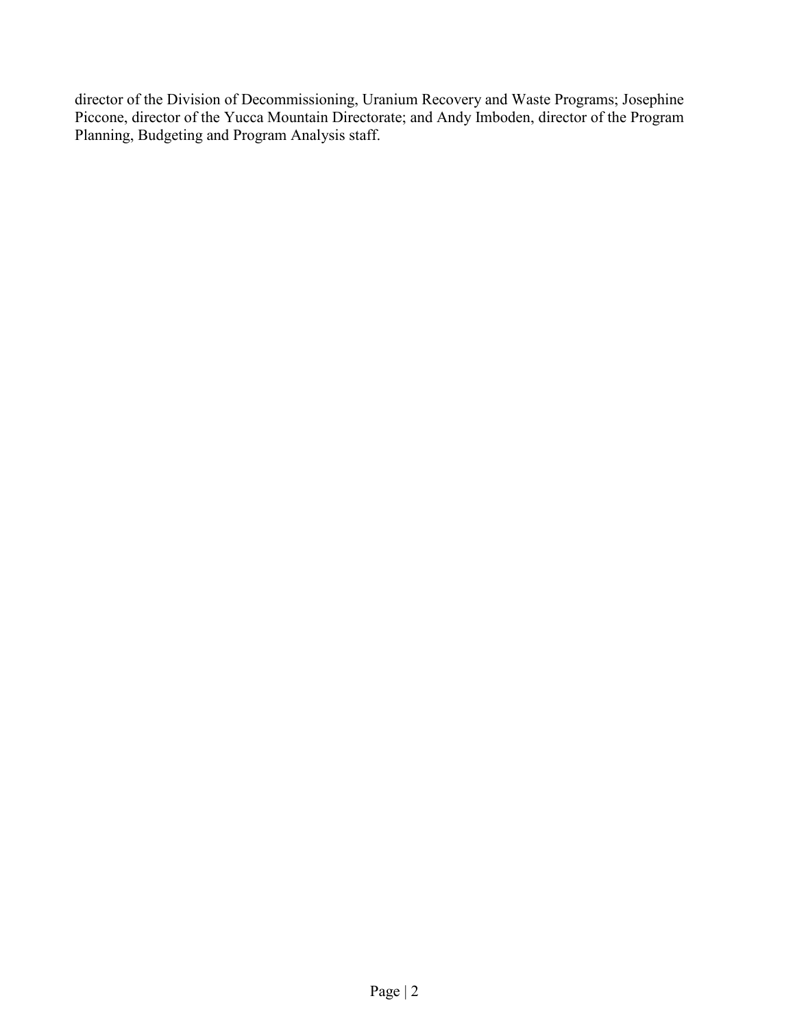director of the Division of Decommissioning, Uranium Recovery and Waste Programs; Josephine Piccone, director of the Yucca Mountain Directorate; and Andy Imboden, director of the Program Planning, Budgeting and Program Analysis staff.